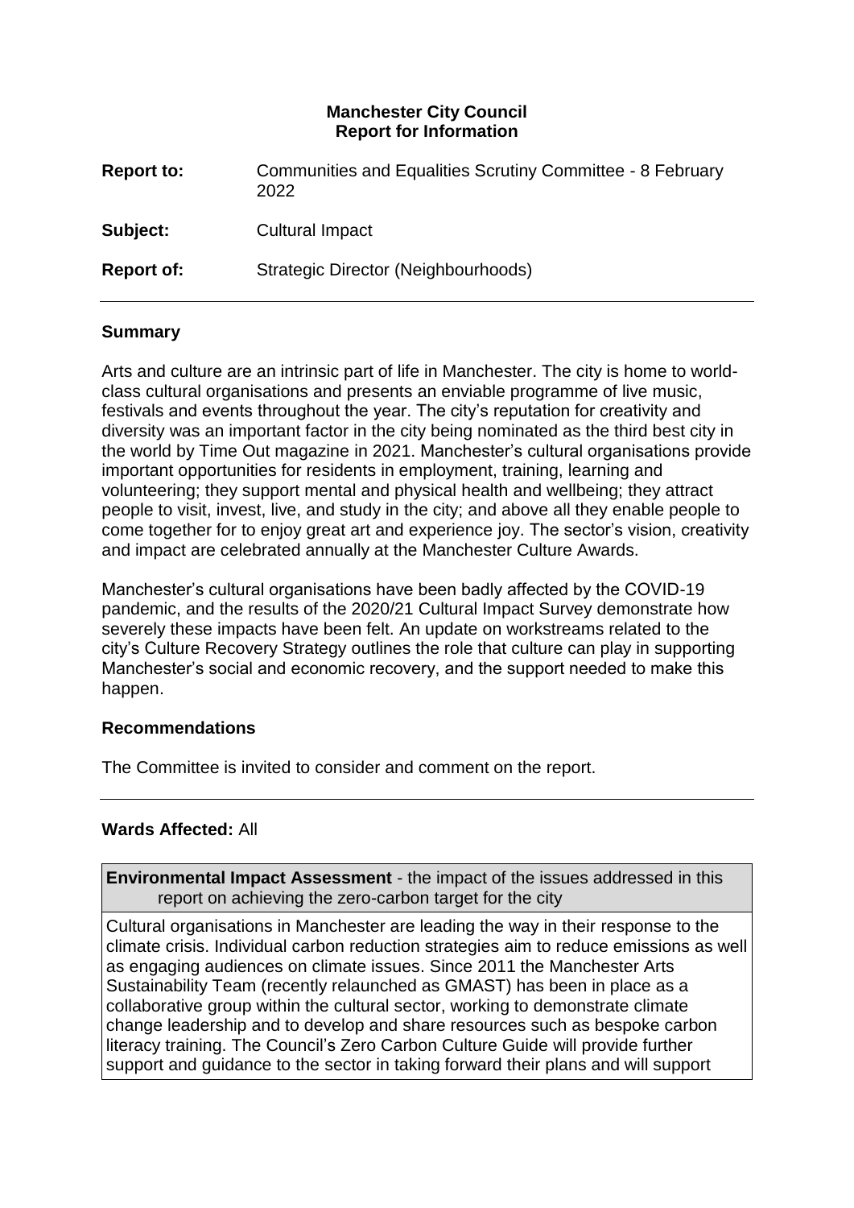**Manchester City Council**
**Report for Information**

| | |
|---|---|
| **Report to:** | Communities and Equalities Scrutiny Committee - 8 February 2022 |
| **Subject:** | Cultural Impact |
| **Report of:** | Strategic Director (Neighbourhoods) |

---

## Summary

Arts and culture are an intrinsic part of life in Manchester. The city is home to world-class cultural organisations and presents an enviable programme of live music, festivals and events throughout the year. The city's reputation for creativity and diversity was an important factor in the city being nominated as the third best city in the world by Time Out magazine in 2021. Manchester's cultural organisations provide important opportunities for residents in employment, training, learning and volunteering; they support mental and physical health and wellbeing; they attract people to visit, invest, live, and study in the city; and above all they enable people to come together for to enjoy great art and experience joy. The sector's vision, creativity and impact are celebrated annually at the Manchester Culture Awards.

Manchester's cultural organisations have been badly affected by the COVID-19 pandemic, and the results of the 2020/21 Cultural Impact Survey demonstrate how severely these impacts have been felt. An update on workstreams related to the city's Culture Recovery Strategy outlines the role that culture can play in supporting Manchester's social and economic recovery, and the support needed to make this happen.

## Recommendations

The Committee is invited to consider and comment on the report.

---

**Wards Affected:** All

| **Environmental Impact Assessment** - the impact of the issues addressed in this report on achieving the zero-carbon target for the city |
|---|
| Cultural organisations in Manchester are leading the way in their response to the climate crisis. Individual carbon reduction strategies aim to reduce emissions as well as engaging audiences on climate issues. Since 2011 the Manchester Arts Sustainability Team (recently relaunched as GMAST) has been in place as a collaborative group within the cultural sector, working to demonstrate climate change leadership and to develop and share resources such as bespoke carbon literacy training. The Council's Zero Carbon Culture Guide will provide further support and guidance to the sector in taking forward their plans and will support |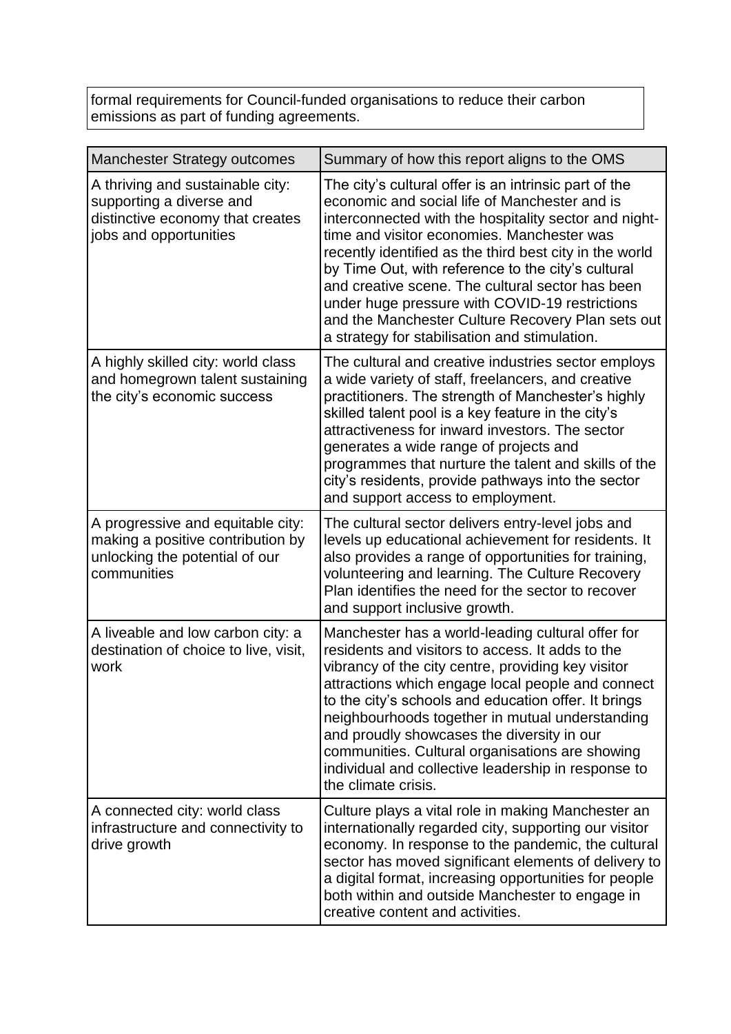formal requirements for Council-funded organisations to reduce their carbon emissions as part of funding agreements.

| Manchester Strategy outcomes | Summary of how this report aligns to the OMS |
| --- | --- |
| A thriving and sustainable city: supporting a diverse and distinctive economy that creates jobs and opportunities | The city's cultural offer is an intrinsic part of the economic and social life of Manchester and is interconnected with the hospitality sector and night-time and visitor economies. Manchester was recently identified as the third best city in the world by Time Out, with reference to the city's cultural and creative scene. The cultural sector has been under huge pressure with COVID-19 restrictions and the Manchester Culture Recovery Plan sets out a strategy for stabilisation and stimulation. |
| A highly skilled city: world class and homegrown talent sustaining the city's economic success | The cultural and creative industries sector employs a wide variety of staff, freelancers, and creative practitioners. The strength of Manchester's highly skilled talent pool is a key feature in the city's attractiveness for inward investors. The sector generates a wide range of projects and programmes that nurture the talent and skills of the city's residents, provide pathways into the sector and support access to employment. |
| A progressive and equitable city: making a positive contribution by unlocking the potential of our communities | The cultural sector delivers entry-level jobs and levels up educational achievement for residents. It also provides a range of opportunities for training, volunteering and learning. The Culture Recovery Plan identifies the need for the sector to recover and support inclusive growth. |
| A liveable and low carbon city: a destination of choice to live, visit, work | Manchester has a world-leading cultural offer for residents and visitors to access. It adds to the vibrancy of the city centre, providing key visitor attractions which engage local people and connect to the city's schools and education offer. It brings neighbourhoods together in mutual understanding and proudly showcases the diversity in our communities. Cultural organisations are showing individual and collective leadership in response to the climate crisis. |
| A connected city: world class infrastructure and connectivity to drive growth | Culture plays a vital role in making Manchester an internationally regarded city, supporting our visitor economy. In response to the pandemic, the cultural sector has moved significant elements of delivery to a digital format, increasing opportunities for people both within and outside Manchester to engage in creative content and activities. |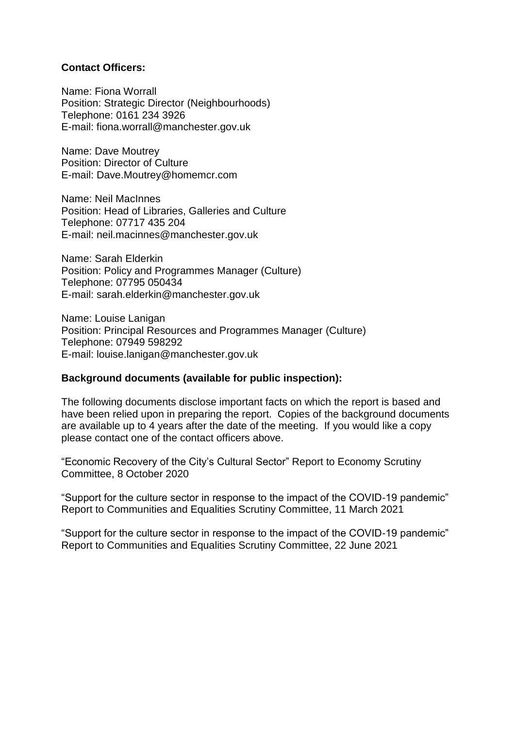**Contact Officers:**

Name: Fiona Worrall
Position: Strategic Director (Neighbourhoods)
Telephone: 0161 234 3926
E-mail: fiona.worrall@manchester.gov.uk

Name: Dave Moutrey
Position: Director of Culture
E-mail: Dave.Moutrey@homemcr.com

Name: Neil MacInnes
Position: Head of Libraries, Galleries and Culture
Telephone: 07717 435 204
E-mail: neil.macinnes@manchester.gov.uk

Name: Sarah Elderkin
Position: Policy and Programmes Manager (Culture)
Telephone: 07795 050434
E-mail: sarah.elderkin@manchester.gov.uk

Name: Louise Lanigan
Position: Principal Resources and Programmes Manager (Culture)
Telephone: 07949 598292
E-mail: louise.lanigan@manchester.gov.uk

**Background documents (available for public inspection):**

The following documents disclose important facts on which the report is based and have been relied upon in preparing the report. Copies of the background documents are available up to 4 years after the date of the meeting. If you would like a copy please contact one of the contact officers above.

"Economic Recovery of the City's Cultural Sector" Report to Economy Scrutiny Committee, 8 October 2020

"Support for the culture sector in response to the impact of the COVID-19 pandemic" Report to Communities and Equalities Scrutiny Committee, 11 March 2021

"Support for the culture sector in response to the impact of the COVID-19 pandemic" Report to Communities and Equalities Scrutiny Committee, 22 June 2021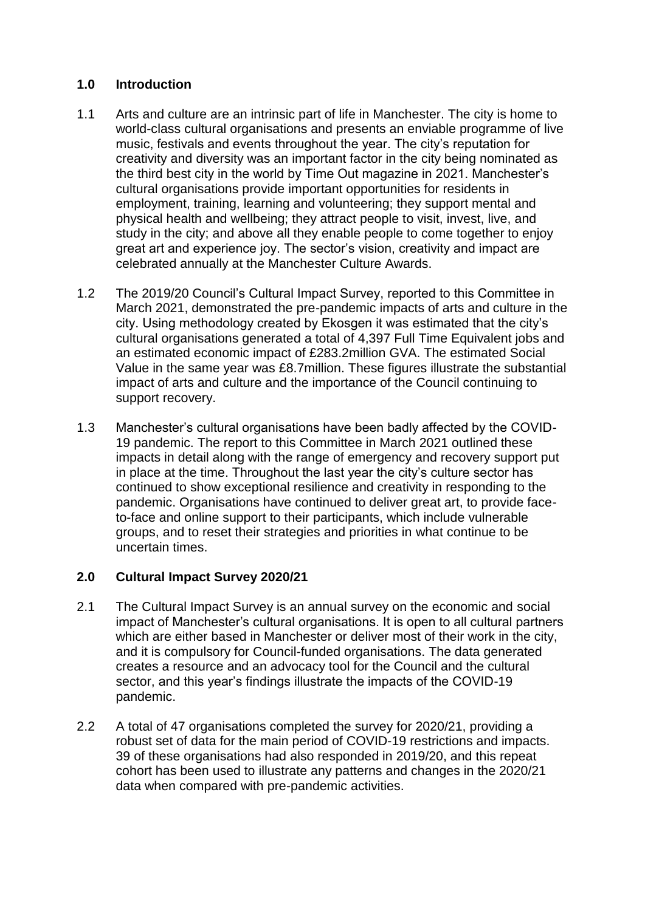## 1.0 Introduction

1.1 Arts and culture are an intrinsic part of life in Manchester. The city is home to world-class cultural organisations and presents an enviable programme of live music, festivals and events throughout the year. The city's reputation for creativity and diversity was an important factor in the city being nominated as the third best city in the world by Time Out magazine in 2021. Manchester's cultural organisations provide important opportunities for residents in employment, training, learning and volunteering; they support mental and physical health and wellbeing; they attract people to visit, invest, live, and study in the city; and above all they enable people to come together to enjoy great art and experience joy. The sector's vision, creativity and impact are celebrated annually at the Manchester Culture Awards.

1.2 The 2019/20 Council's Cultural Impact Survey, reported to this Committee in March 2021, demonstrated the pre-pandemic impacts of arts and culture in the city. Using methodology created by Ekosgen it was estimated that the city's cultural organisations generated a total of 4,397 Full Time Equivalent jobs and an estimated economic impact of £283.2million GVA. The estimated Social Value in the same year was £8.7million. These figures illustrate the substantial impact of arts and culture and the importance of the Council continuing to support recovery.

1.3 Manchester's cultural organisations have been badly affected by the COVID-19 pandemic. The report to this Committee in March 2021 outlined these impacts in detail along with the range of emergency and recovery support put in place at the time. Throughout the last year the city's culture sector has continued to show exceptional resilience and creativity in responding to the pandemic. Organisations have continued to deliver great art, to provide face-to-face and online support to their participants, which include vulnerable groups, and to reset their strategies and priorities in what continue to be uncertain times.

## 2.0 Cultural Impact Survey 2020/21

2.1 The Cultural Impact Survey is an annual survey on the economic and social impact of Manchester's cultural organisations. It is open to all cultural partners which are either based in Manchester or deliver most of their work in the city, and it is compulsory for Council-funded organisations. The data generated creates a resource and an advocacy tool for the Council and the cultural sector, and this year's findings illustrate the impacts of the COVID-19 pandemic.

2.2 A total of 47 organisations completed the survey for 2020/21, providing a robust set of data for the main period of COVID-19 restrictions and impacts. 39 of these organisations had also responded in 2019/20, and this repeat cohort has been used to illustrate any patterns and changes in the 2020/21 data when compared with pre-pandemic activities.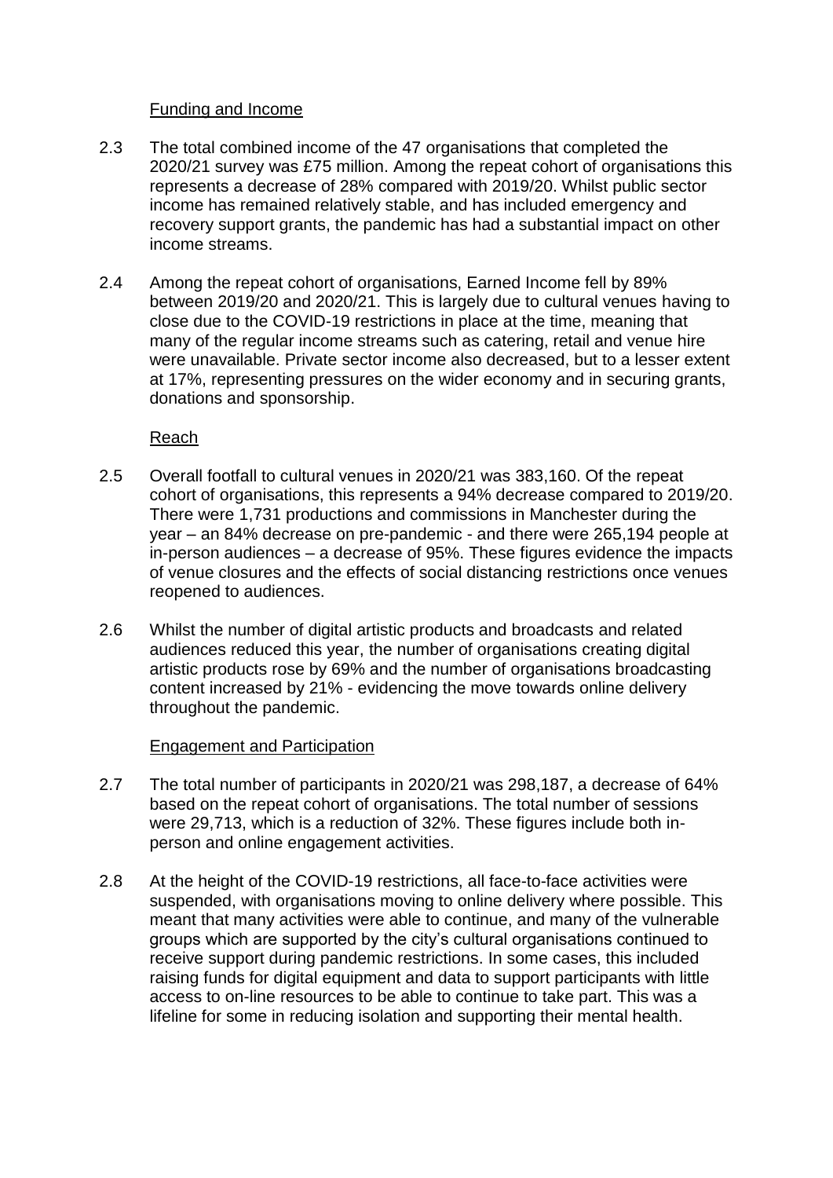Funding and Income

2.3 The total combined income of the 47 organisations that completed the 2020/21 survey was £75 million. Among the repeat cohort of organisations this represents a decrease of 28% compared with 2019/20. Whilst public sector income has remained relatively stable, and has included emergency and recovery support grants, the pandemic has had a substantial impact on other income streams.

2.4 Among the repeat cohort of organisations, Earned Income fell by 89% between 2019/20 and 2020/21. This is largely due to cultural venues having to close due to the COVID-19 restrictions in place at the time, meaning that many of the regular income streams such as catering, retail and venue hire were unavailable. Private sector income also decreased, but to a lesser extent at 17%, representing pressures on the wider economy and in securing grants, donations and sponsorship.

Reach

2.5 Overall footfall to cultural venues in 2020/21 was 383,160. Of the repeat cohort of organisations, this represents a 94% decrease compared to 2019/20. There were 1,731 productions and commissions in Manchester during the year – an 84% decrease on pre-pandemic - and there were 265,194 people at in-person audiences – a decrease of 95%. These figures evidence the impacts of venue closures and the effects of social distancing restrictions once venues reopened to audiences.

2.6 Whilst the number of digital artistic products and broadcasts and related audiences reduced this year, the number of organisations creating digital artistic products rose by 69% and the number of organisations broadcasting content increased by 21% - evidencing the move towards online delivery throughout the pandemic.

Engagement and Participation

2.7 The total number of participants in 2020/21 was 298,187, a decrease of 64% based on the repeat cohort of organisations. The total number of sessions were 29,713, which is a reduction of 32%. These figures include both in-person and online engagement activities.

2.8 At the height of the COVID-19 restrictions, all face-to-face activities were suspended, with organisations moving to online delivery where possible. This meant that many activities were able to continue, and many of the vulnerable groups which are supported by the city's cultural organisations continued to receive support during pandemic restrictions. In some cases, this included raising funds for digital equipment and data to support participants with little access to on-line resources to be able to continue to take part. This was a lifeline for some in reducing isolation and supporting their mental health.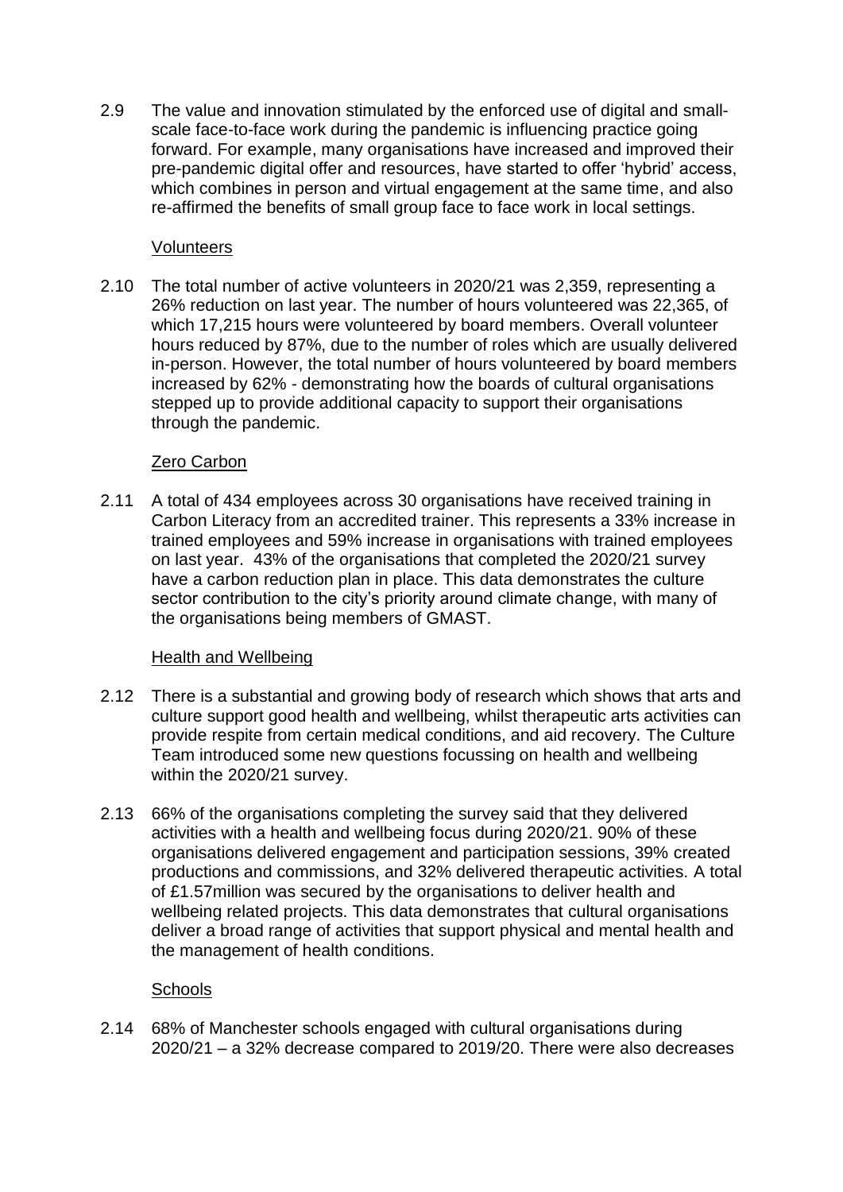2.9 The value and innovation stimulated by the enforced use of digital and small-scale face-to-face work during the pandemic is influencing practice going forward. For example, many organisations have increased and improved their pre-pandemic digital offer and resources, have started to offer 'hybrid' access, which combines in person and virtual engagement at the same time, and also re-affirmed the benefits of small group face to face work in local settings.

<u>Volunteers</u>

2.10 The total number of active volunteers in 2020/21 was 2,359, representing a 26% reduction on last year. The number of hours volunteered was 22,365, of which 17,215 hours were volunteered by board members. Overall volunteer hours reduced by 87%, due to the number of roles which are usually delivered in-person. However, the total number of hours volunteered by board members increased by 62% - demonstrating how the boards of cultural organisations stepped up to provide additional capacity to support their organisations through the pandemic.

<u>Zero Carbon</u>

2.11 A total of 434 employees across 30 organisations have received training in Carbon Literacy from an accredited trainer. This represents a 33% increase in trained employees and 59% increase in organisations with trained employees on last year. 43% of the organisations that completed the 2020/21 survey have a carbon reduction plan in place. This data demonstrates the culture sector contribution to the city's priority around climate change, with many of the organisations being members of GMAST.

<u>Health and Wellbeing</u>

2.12 There is a substantial and growing body of research which shows that arts and culture support good health and wellbeing, whilst therapeutic arts activities can provide respite from certain medical conditions, and aid recovery. The Culture Team introduced some new questions focussing on health and wellbeing within the 2020/21 survey.

2.13 66% of the organisations completing the survey said that they delivered activities with a health and wellbeing focus during 2020/21. 90% of these organisations delivered engagement and participation sessions, 39% created productions and commissions, and 32% delivered therapeutic activities. A total of £1.57million was secured by the organisations to deliver health and wellbeing related projects. This data demonstrates that cultural organisations deliver a broad range of activities that support physical and mental health and the management of health conditions.

<u>Schools</u>

2.14 68% of Manchester schools engaged with cultural organisations during 2020/21 – a 32% decrease compared to 2019/20. There were also decreases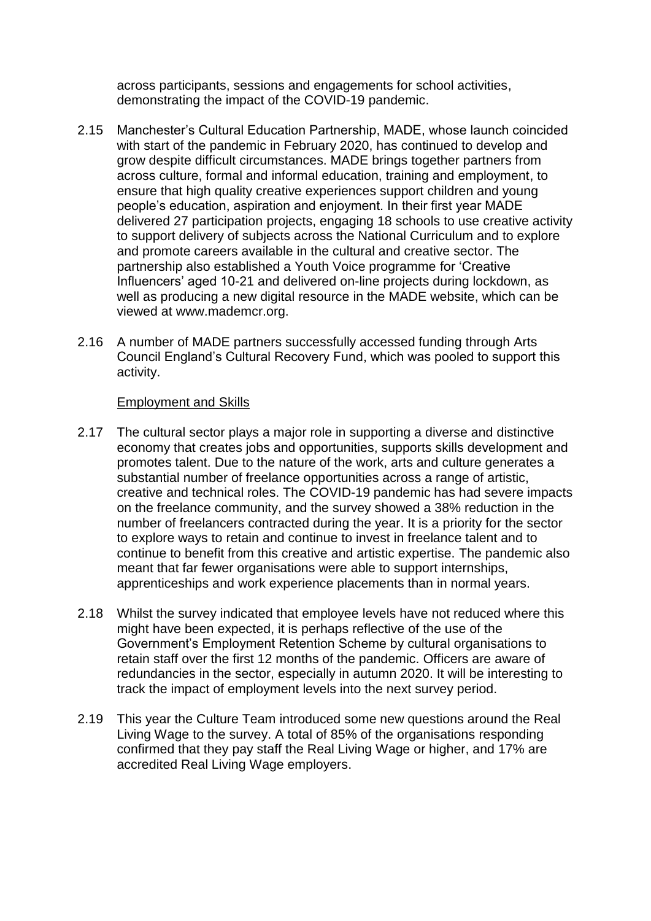across participants, sessions and engagements for school activities, demonstrating the impact of the COVID-19 pandemic.

2.15 Manchester's Cultural Education Partnership, MADE, whose launch coincided with start of the pandemic in February 2020, has continued to develop and grow despite difficult circumstances. MADE brings together partners from across culture, formal and informal education, training and employment, to ensure that high quality creative experiences support children and young people's education, aspiration and enjoyment. In their first year MADE delivered 27 participation projects, engaging 18 schools to use creative activity to support delivery of subjects across the National Curriculum and to explore and promote careers available in the cultural and creative sector. The partnership also established a Youth Voice programme for 'Creative Influencers' aged 10-21 and delivered on-line projects during lockdown, as well as producing a new digital resource in the MADE website, which can be viewed at www.mademcr.org.

2.16 A number of MADE partners successfully accessed funding through Arts Council England's Cultural Recovery Fund, which was pooled to support this activity.

Employment and Skills

2.17 The cultural sector plays a major role in supporting a diverse and distinctive economy that creates jobs and opportunities, supports skills development and promotes talent. Due to the nature of the work, arts and culture generates a substantial number of freelance opportunities across a range of artistic, creative and technical roles. The COVID-19 pandemic has had severe impacts on the freelance community, and the survey showed a 38% reduction in the number of freelancers contracted during the year. It is a priority for the sector to explore ways to retain and continue to invest in freelance talent and to continue to benefit from this creative and artistic expertise. The pandemic also meant that far fewer organisations were able to support internships, apprenticeships and work experience placements than in normal years.

2.18 Whilst the survey indicated that employee levels have not reduced where this might have been expected, it is perhaps reflective of the use of the Government's Employment Retention Scheme by cultural organisations to retain staff over the first 12 months of the pandemic. Officers are aware of redundancies in the sector, especially in autumn 2020. It will be interesting to track the impact of employment levels into the next survey period.

2.19 This year the Culture Team introduced some new questions around the Real Living Wage to the survey. A total of 85% of the organisations responding confirmed that they pay staff the Real Living Wage or higher, and 17% are accredited Real Living Wage employers.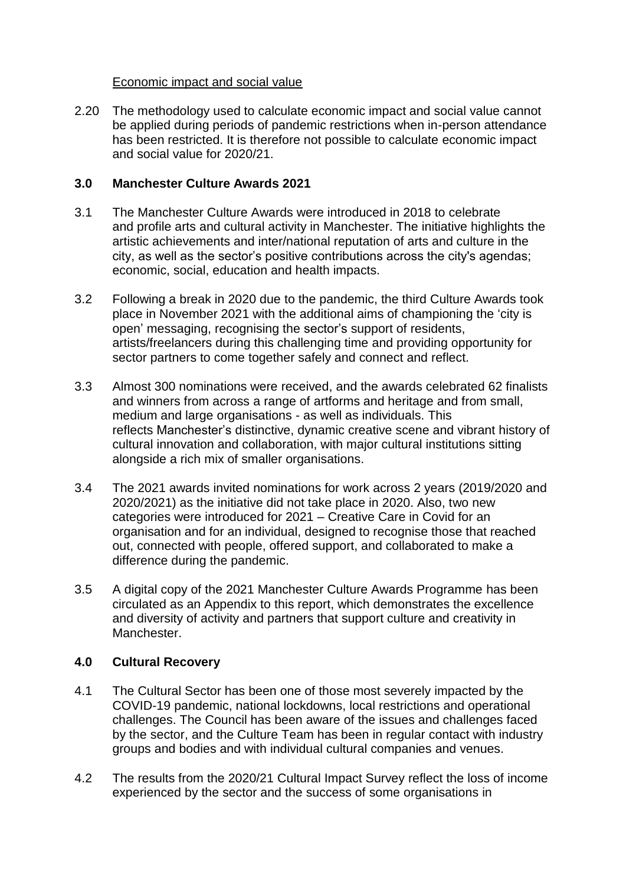Economic impact and social value

2.20 The methodology used to calculate economic impact and social value cannot be applied during periods of pandemic restrictions when in-person attendance has been restricted. It is therefore not possible to calculate economic impact and social value for 2020/21.

## 3.0 Manchester Culture Awards 2021

3.1 The Manchester Culture Awards were introduced in 2018 to celebrate and profile arts and cultural activity in Manchester. The initiative highlights the artistic achievements and inter/national reputation of arts and culture in the city, as well as the sector's positive contributions across the city's agendas; economic, social, education and health impacts.

3.2 Following a break in 2020 due to the pandemic, the third Culture Awards took place in November 2021 with the additional aims of championing the 'city is open' messaging, recognising the sector's support of residents, artists/freelancers during this challenging time and providing opportunity for sector partners to come together safely and connect and reflect.

3.3 Almost 300 nominations were received, and the awards celebrated 62 finalists and winners from across a range of artforms and heritage and from small, medium and large organisations - as well as individuals. This reflects Manchester's distinctive, dynamic creative scene and vibrant history of cultural innovation and collaboration, with major cultural institutions sitting alongside a rich mix of smaller organisations.

3.4 The 2021 awards invited nominations for work across 2 years (2019/2020 and 2020/2021) as the initiative did not take place in 2020. Also, two new categories were introduced for 2021 – Creative Care in Covid for an organisation and for an individual, designed to recognise those that reached out, connected with people, offered support, and collaborated to make a difference during the pandemic.

3.5 A digital copy of the 2021 Manchester Culture Awards Programme has been circulated as an Appendix to this report, which demonstrates the excellence and diversity of activity and partners that support culture and creativity in Manchester.

## 4.0 Cultural Recovery

4.1 The Cultural Sector has been one of those most severely impacted by the COVID-19 pandemic, national lockdowns, local restrictions and operational challenges. The Council has been aware of the issues and challenges faced by the sector, and the Culture Team has been in regular contact with industry groups and bodies and with individual cultural companies and venues.

4.2 The results from the 2020/21 Cultural Impact Survey reflect the loss of income experienced by the sector and the success of some organisations in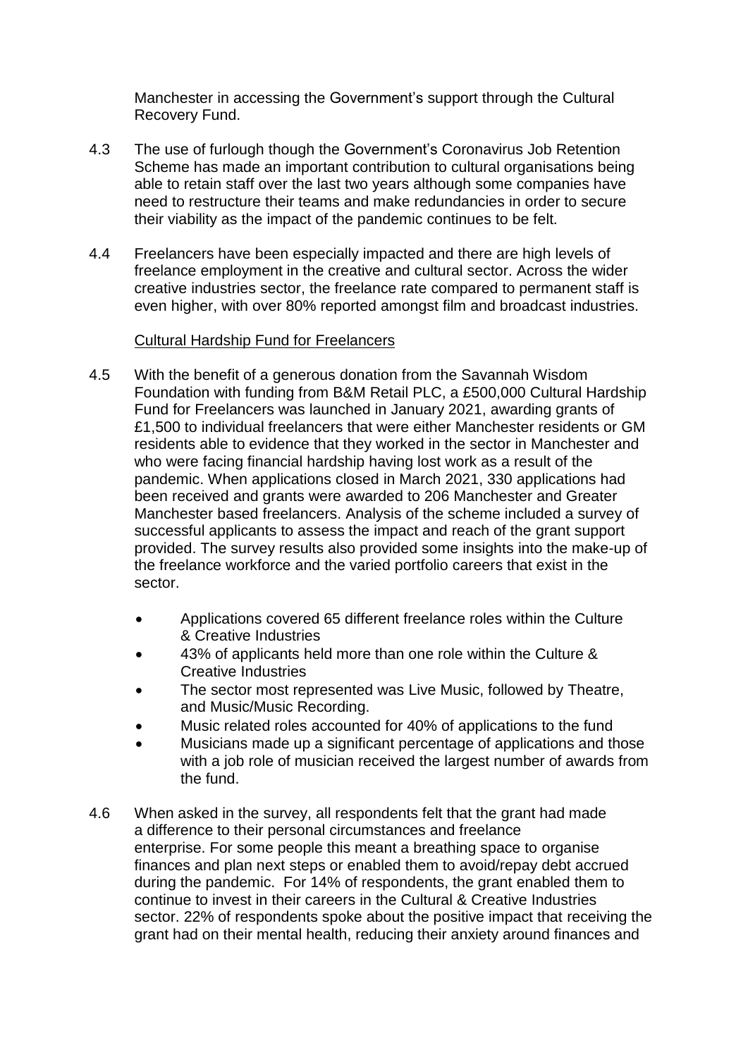Manchester in accessing the Government's support through the Cultural Recovery Fund.

4.3 The use of furlough though the Government's Coronavirus Job Retention Scheme has made an important contribution to cultural organisations being able to retain staff over the last two years although some companies have need to restructure their teams and make redundancies in order to secure their viability as the impact of the pandemic continues to be felt.

4.4 Freelancers have been especially impacted and there are high levels of freelance employment in the creative and cultural sector. Across the wider creative industries sector, the freelance rate compared to permanent staff is even higher, with over 80% reported amongst film and broadcast industries.

Cultural Hardship Fund for Freelancers

4.5 With the benefit of a generous donation from the Savannah Wisdom Foundation with funding from B&M Retail PLC, a £500,000 Cultural Hardship Fund for Freelancers was launched in January 2021, awarding grants of £1,500 to individual freelancers that were either Manchester residents or GM residents able to evidence that they worked in the sector in Manchester and who were facing financial hardship having lost work as a result of the pandemic. When applications closed in March 2021, 330 applications had been received and grants were awarded to 206 Manchester and Greater Manchester based freelancers. Analysis of the scheme included a survey of successful applicants to assess the impact and reach of the grant support provided. The survey results also provided some insights into the make-up of the freelance workforce and the varied portfolio careers that exist in the sector.

- Applications covered 65 different freelance roles within the Culture & Creative Industries
- 43% of applicants held more than one role within the Culture & Creative Industries
- The sector most represented was Live Music, followed by Theatre, and Music/Music Recording.
- Music related roles accounted for 40% of applications to the fund
- Musicians made up a significant percentage of applications and those with a job role of musician received the largest number of awards from the fund.

4.6 When asked in the survey, all respondents felt that the grant had made a difference to their personal circumstances and freelance enterprise. For some people this meant a breathing space to organise finances and plan next steps or enabled them to avoid/repay debt accrued during the pandemic. For 14% of respondents, the grant enabled them to continue to invest in their careers in the Cultural & Creative Industries sector. 22% of respondents spoke about the positive impact that receiving the grant had on their mental health, reducing their anxiety around finances and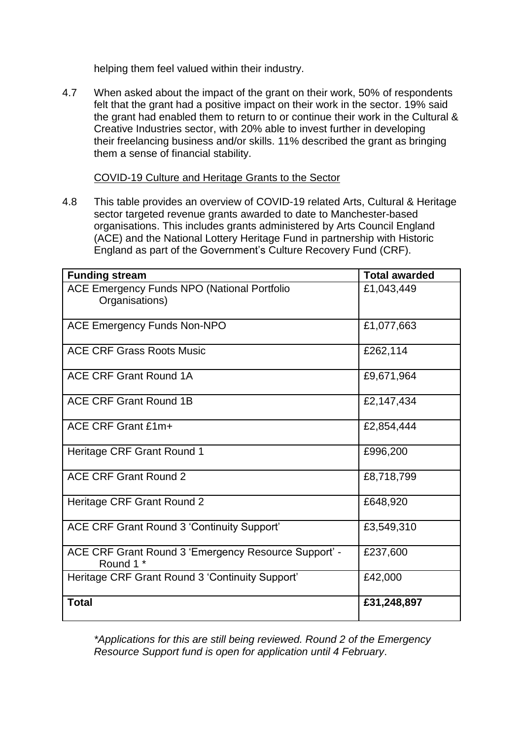helping them feel valued within their industry.

4.7 When asked about the impact of the grant on their work, 50% of respondents felt that the grant had a positive impact on their work in the sector. 19% said the grant had enabled them to return to or continue their work in the Cultural & Creative Industries sector, with 20% able to invest further in developing their freelancing business and/or skills. 11% described the grant as bringing them a sense of financial stability.

COVID-19 Culture and Heritage Grants to the Sector

4.8 This table provides an overview of COVID-19 related Arts, Cultural & Heritage sector targeted revenue grants awarded to date to Manchester-based organisations. This includes grants administered by Arts Council England (ACE) and the National Lottery Heritage Fund in partnership with Historic England as part of the Government's Culture Recovery Fund (CRF).

| **Funding stream** | **Total awarded** |
|---|---|
| ACE Emergency Funds NPO (National Portfolio Organisations) | £1,043,449 |
| ACE Emergency Funds Non-NPO | £1,077,663 |
| ACE CRF Grass Roots Music | £262,114 |
| ACE CRF Grant Round 1A | £9,671,964 |
| ACE CRF Grant Round 1B | £2,147,434 |
| ACE CRF Grant £1m+ | £2,854,444 |
| Heritage CRF Grant Round 1 | £996,200 |
| ACE CRF Grant Round 2 | £8,718,799 |
| Heritage CRF Grant Round 2 | £648,920 |
| ACE CRF Grant Round 3 'Continuity Support' | £3,549,310 |
| ACE CRF Grant Round 3 'Emergency Resource Support' - Round 1 * | £237,600 |
| Heritage CRF Grant Round 3 'Continuity Support' | £42,000 |
| **Total** | **£31,248,897** |

*\*Applications for this are still being reviewed. Round 2 of the Emergency Resource Support fund is open for application until 4 February.*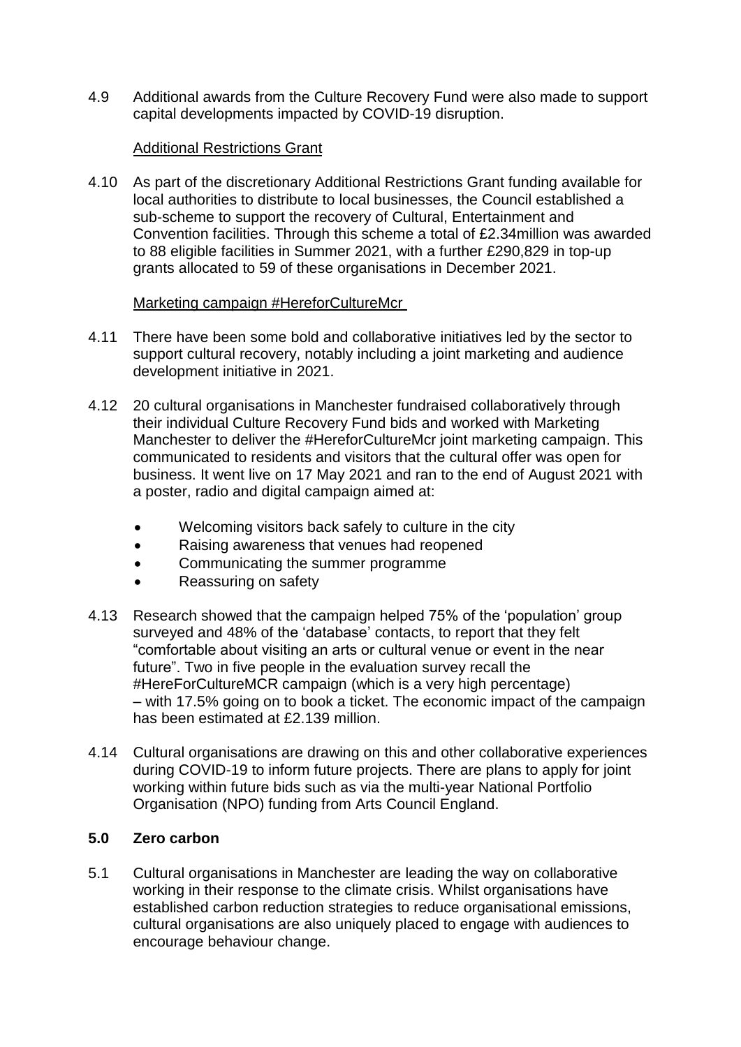4.9 Additional awards from the Culture Recovery Fund were also made to support capital developments impacted by COVID-19 disruption.

Additional Restrictions Grant

4.10 As part of the discretionary Additional Restrictions Grant funding available for local authorities to distribute to local businesses, the Council established a sub-scheme to support the recovery of Cultural, Entertainment and Convention facilities. Through this scheme a total of £2.34million was awarded to 88 eligible facilities in Summer 2021, with a further £290,829 in top-up grants allocated to 59 of these organisations in December 2021.

Marketing campaign #HereforCultureMcr

4.11 There have been some bold and collaborative initiatives led by the sector to support cultural recovery, notably including a joint marketing and audience development initiative in 2021.

4.12 20 cultural organisations in Manchester fundraised collaboratively through their individual Culture Recovery Fund bids and worked with Marketing Manchester to deliver the #HereforCultureMcr joint marketing campaign. This communicated to residents and visitors that the cultural offer was open for business. It went live on 17 May 2021 and ran to the end of August 2021 with a poster, radio and digital campaign aimed at:

- Welcoming visitors back safely to culture in the city
- Raising awareness that venues had reopened
- Communicating the summer programme
- Reassuring on safety

4.13 Research showed that the campaign helped 75% of the 'population' group surveyed and 48% of the 'database' contacts, to report that they felt "comfortable about visiting an arts or cultural venue or event in the near future". Two in five people in the evaluation survey recall the #HereForCultureMCR campaign (which is a very high percentage) – with 17.5% going on to book a ticket. The economic impact of the campaign has been estimated at £2.139 million.

4.14 Cultural organisations are drawing on this and other collaborative experiences during COVID-19 to inform future projects. There are plans to apply for joint working within future bids such as via the multi-year National Portfolio Organisation (NPO) funding from Arts Council England.

## 5.0 Zero carbon

5.1 Cultural organisations in Manchester are leading the way on collaborative working in their response to the climate crisis. Whilst organisations have established carbon reduction strategies to reduce organisational emissions, cultural organisations are also uniquely placed to engage with audiences to encourage behaviour change.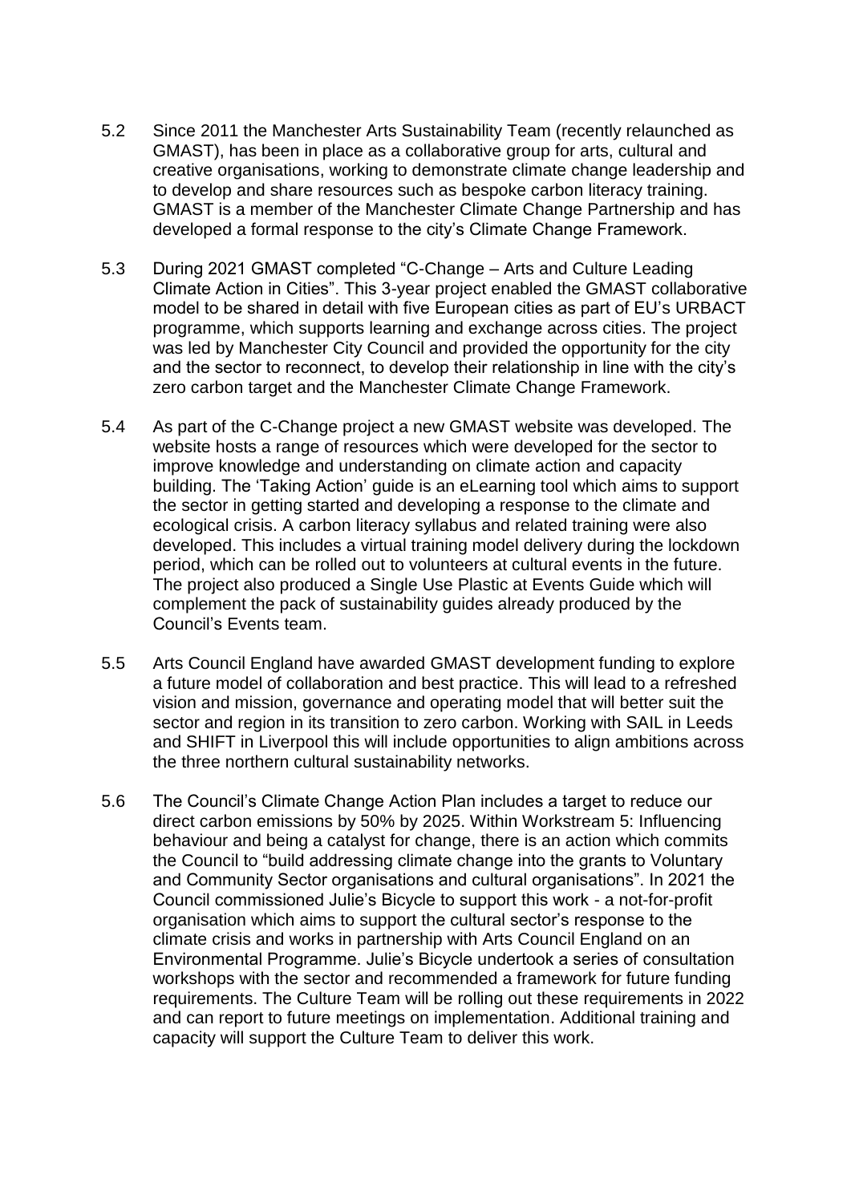5.2 Since 2011 the Manchester Arts Sustainability Team (recently relaunched as GMAST), has been in place as a collaborative group for arts, cultural and creative organisations, working to demonstrate climate change leadership and to develop and share resources such as bespoke carbon literacy training. GMAST is a member of the Manchester Climate Change Partnership and has developed a formal response to the city's Climate Change Framework.

5.3 During 2021 GMAST completed "C-Change – Arts and Culture Leading Climate Action in Cities". This 3-year project enabled the GMAST collaborative model to be shared in detail with five European cities as part of EU's URBACT programme, which supports learning and exchange across cities. The project was led by Manchester City Council and provided the opportunity for the city and the sector to reconnect, to develop their relationship in line with the city's zero carbon target and the Manchester Climate Change Framework.

5.4 As part of the C-Change project a new GMAST website was developed. The website hosts a range of resources which were developed for the sector to improve knowledge and understanding on climate action and capacity building. The 'Taking Action' guide is an eLearning tool which aims to support the sector in getting started and developing a response to the climate and ecological crisis. A carbon literacy syllabus and related training were also developed. This includes a virtual training model delivery during the lockdown period, which can be rolled out to volunteers at cultural events in the future. The project also produced a Single Use Plastic at Events Guide which will complement the pack of sustainability guides already produced by the Council's Events team.

5.5 Arts Council England have awarded GMAST development funding to explore a future model of collaboration and best practice. This will lead to a refreshed vision and mission, governance and operating model that will better suit the sector and region in its transition to zero carbon. Working with SAIL in Leeds and SHIFT in Liverpool this will include opportunities to align ambitions across the three northern cultural sustainability networks.

5.6 The Council's Climate Change Action Plan includes a target to reduce our direct carbon emissions by 50% by 2025. Within Workstream 5: Influencing behaviour and being a catalyst for change, there is an action which commits the Council to "build addressing climate change into the grants to Voluntary and Community Sector organisations and cultural organisations". In 2021 the Council commissioned Julie's Bicycle to support this work - a not-for-profit organisation which aims to support the cultural sector's response to the climate crisis and works in partnership with Arts Council England on an Environmental Programme. Julie's Bicycle undertook a series of consultation workshops with the sector and recommended a framework for future funding requirements. The Culture Team will be rolling out these requirements in 2022 and can report to future meetings on implementation. Additional training and capacity will support the Culture Team to deliver this work.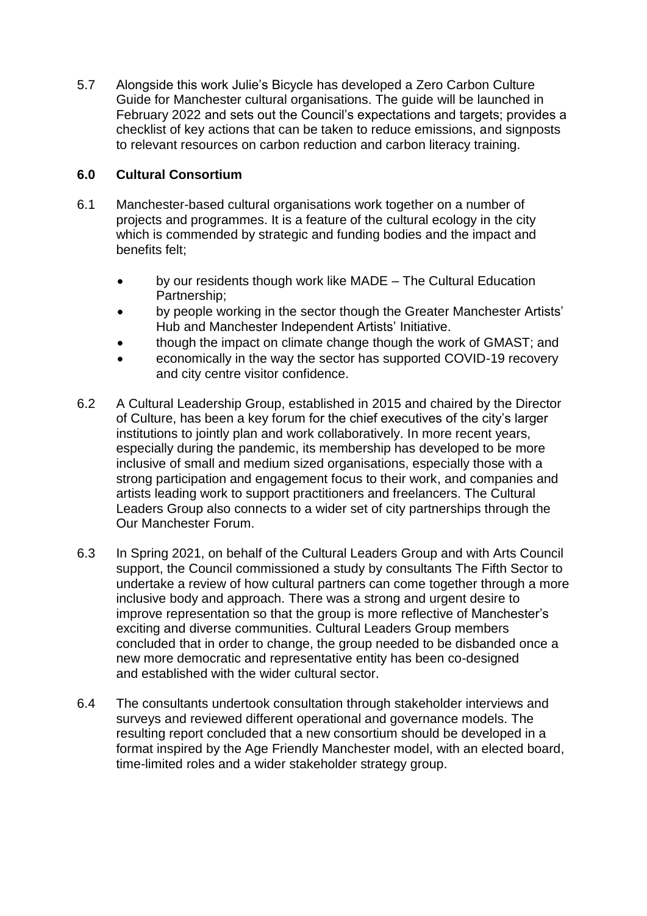5.7 Alongside this work Julie's Bicycle has developed a Zero Carbon Culture Guide for Manchester cultural organisations. The guide will be launched in February 2022 and sets out the Council's expectations and targets; provides a checklist of key actions that can be taken to reduce emissions, and signposts to relevant resources on carbon reduction and carbon literacy training.

## 6.0 Cultural Consortium

6.1 Manchester-based cultural organisations work together on a number of projects and programmes. It is a feature of the cultural ecology in the city which is commended by strategic and funding bodies and the impact and benefits felt;

- by our residents though work like MADE – The Cultural Education Partnership;
- by people working in the sector though the Greater Manchester Artists' Hub and Manchester Independent Artists' Initiative.
- though the impact on climate change though the work of GMAST; and
- economically in the way the sector has supported COVID-19 recovery and city centre visitor confidence.

6.2 A Cultural Leadership Group, established in 2015 and chaired by the Director of Culture, has been a key forum for the chief executives of the city's larger institutions to jointly plan and work collaboratively. In more recent years, especially during the pandemic, its membership has developed to be more inclusive of small and medium sized organisations, especially those with a strong participation and engagement focus to their work, and companies and artists leading work to support practitioners and freelancers. The Cultural Leaders Group also connects to a wider set of city partnerships through the Our Manchester Forum.

6.3 In Spring 2021, on behalf of the Cultural Leaders Group and with Arts Council support, the Council commissioned a study by consultants The Fifth Sector to undertake a review of how cultural partners can come together through a more inclusive body and approach. There was a strong and urgent desire to improve representation so that the group is more reflective of Manchester's exciting and diverse communities. Cultural Leaders Group members concluded that in order to change, the group needed to be disbanded once a new more democratic and representative entity has been co-designed and established with the wider cultural sector.

6.4 The consultants undertook consultation through stakeholder interviews and surveys and reviewed different operational and governance models. The resulting report concluded that a new consortium should be developed in a format inspired by the Age Friendly Manchester model, with an elected board, time-limited roles and a wider stakeholder strategy group.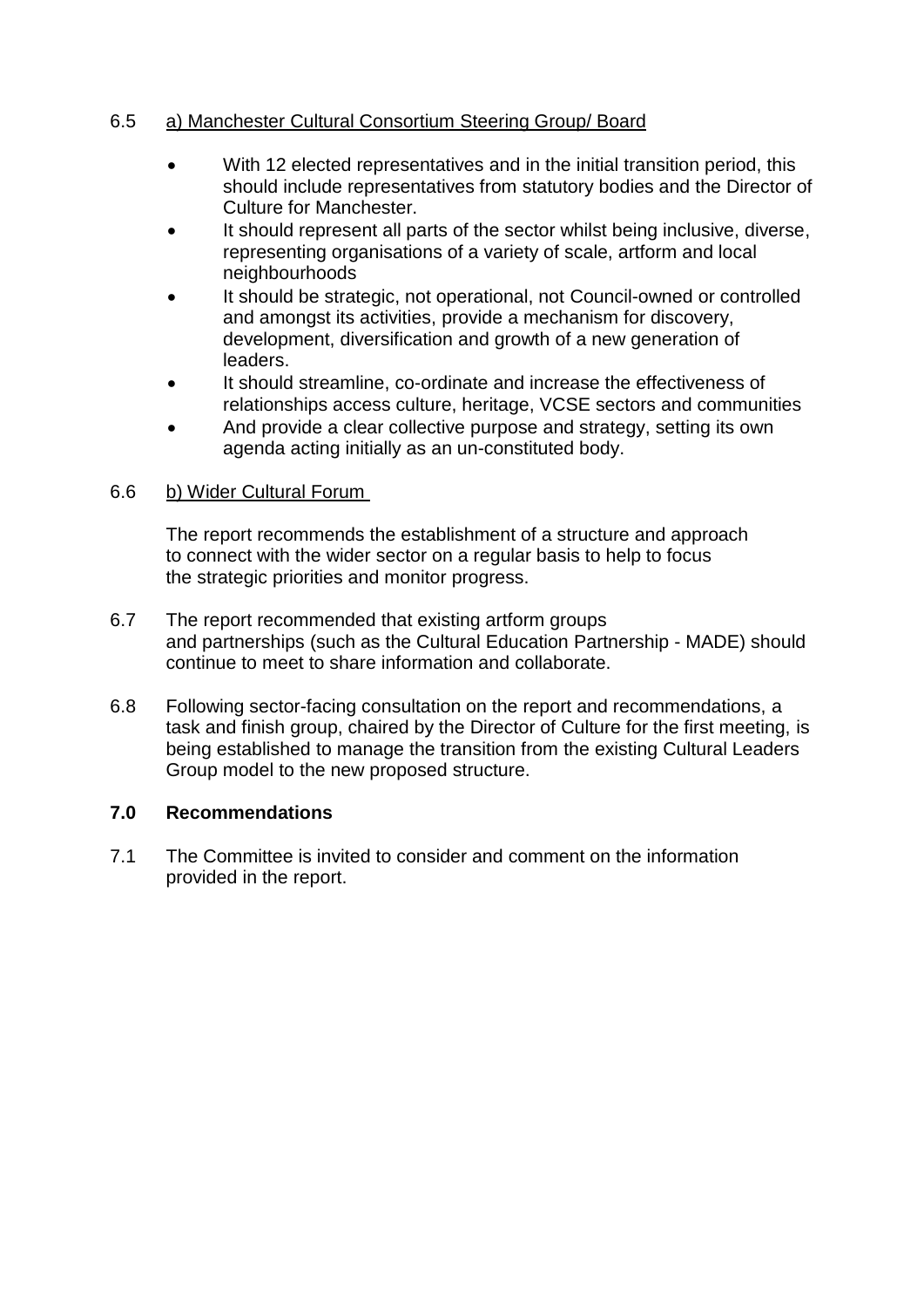6.5 a) Manchester Cultural Consortium Steering Group/ Board

- With 12 elected representatives and in the initial transition period, this should include representatives from statutory bodies and the Director of Culture for Manchester.
- It should represent all parts of the sector whilst being inclusive, diverse, representing organisations of a variety of scale, artform and local neighbourhoods
- It should be strategic, not operational, not Council-owned or controlled and amongst its activities, provide a mechanism for discovery, development, diversification and growth of a new generation of leaders.
- It should streamline, co-ordinate and increase the effectiveness of relationships access culture, heritage, VCSE sectors and communities
- And provide a clear collective purpose and strategy, setting its own agenda acting initially as an un-constituted body.

6.6 b) Wider Cultural Forum

The report recommends the establishment of a structure and approach to connect with the wider sector on a regular basis to help to focus the strategic priorities and monitor progress.

6.7 The report recommended that existing artform groups and partnerships (such as the Cultural Education Partnership - MADE) should continue to meet to share information and collaborate.

6.8 Following sector-facing consultation on the report and recommendations, a task and finish group, chaired by the Director of Culture for the first meeting, is being established to manage the transition from the existing Cultural Leaders Group model to the new proposed structure.

## 7.0 Recommendations

7.1 The Committee is invited to consider and comment on the information provided in the report.